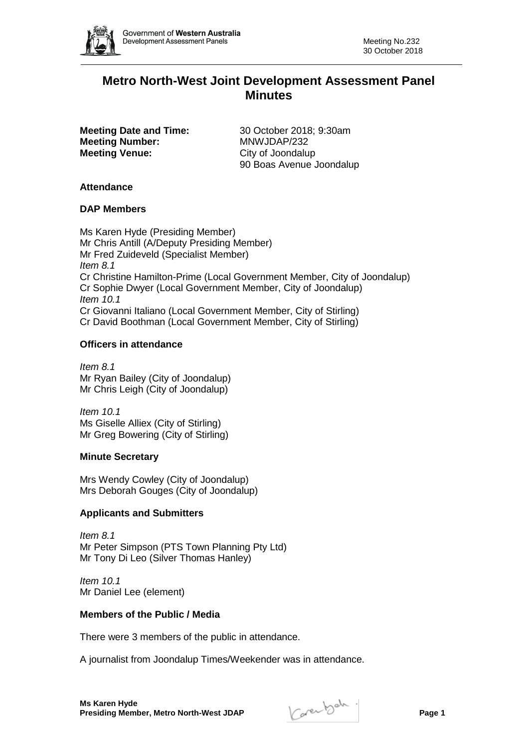# Metro North-West Joint Development Assessment Panel Minutes

**Meeting Date and Time:** 30 October 2018; 9:30am
**Meeting Number:** MNWJDAP/232
**Meeting Venue:** City of Joondalup
90 Boas Avenue Joondalup

## Attendance

### DAP Members

Ms Karen Hyde (Presiding Member)
Mr Chris Antill (A/Deputy Presiding Member)
Mr Fred Zuideveld (Specialist Member)
*Item 8.1*
Cr Christine Hamilton-Prime (Local Government Member, City of Joondalup)
Cr Sophie Dwyer (Local Government Member, City of Joondalup)
*Item 10.1*
Cr Giovanni Italiano (Local Government Member, City of Stirling)
Cr David Boothman (Local Government Member, City of Stirling)

### Officers in attendance

*Item 8.1*
Mr Ryan Bailey (City of Joondalup)
Mr Chris Leigh (City of Joondalup)

*Item 10.1*
Ms Giselle Alliex (City of Stirling)
Mr Greg Bowering (City of Stirling)

### Minute Secretary

Mrs Wendy Cowley (City of Joondalup)
Mrs Deborah Gouges (City of Joondalup)

### Applicants and Submitters

*Item 8.1*
Mr Peter Simpson (PTS Town Planning Pty Ltd)
Mr Tony Di Leo (Silver Thomas Hanley)

*Item 10.1*
Mr Daniel Lee (element)

### Members of the Public / Media

There were 3 members of the public in attendance.

A journalist from Joondalup Times/Weekender was in attendance.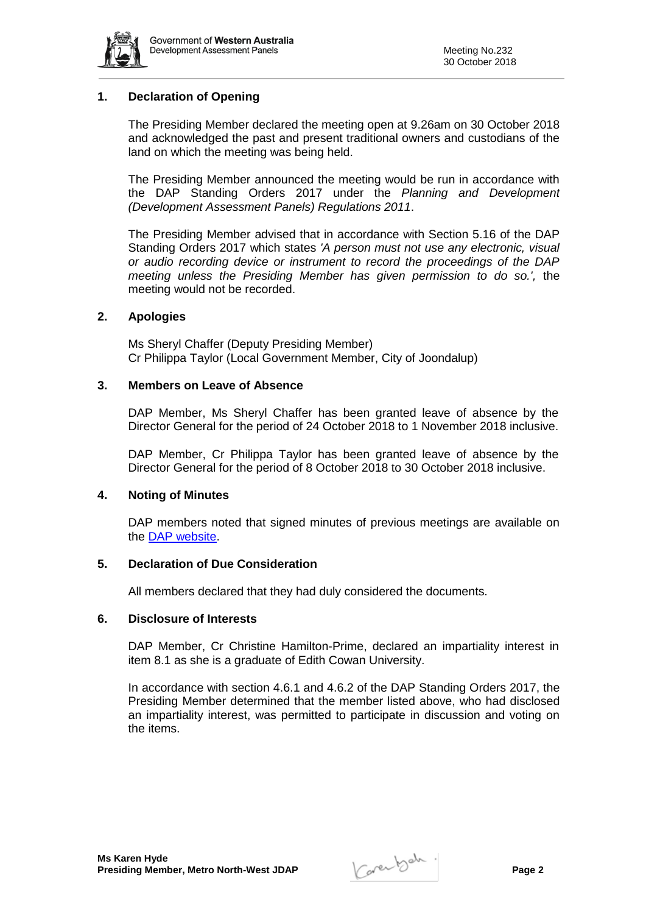## 1. Declaration of Opening

The Presiding Member declared the meeting open at 9.26am on 30 October 2018 and acknowledged the past and present traditional owners and custodians of the land on which the meeting was being held.

The Presiding Member announced the meeting would be run in accordance with the DAP Standing Orders 2017 under the *Planning and Development (Development Assessment Panels) Regulations 2011*.

The Presiding Member advised that in accordance with Section 5.16 of the DAP Standing Orders 2017 which states *'A person must not use any electronic, visual or audio recording device or instrument to record the proceedings of the DAP meeting unless the Presiding Member has given permission to do so.',* the meeting would not be recorded.

## 2. Apologies

Ms Sheryl Chaffer (Deputy Presiding Member)
Cr Philippa Taylor (Local Government Member, City of Joondalup)

## 3. Members on Leave of Absence

DAP Member, Ms Sheryl Chaffer has been granted leave of absence by the Director General for the period of 24 October 2018 to 1 November 2018 inclusive.

DAP Member, Cr Philippa Taylor has been granted leave of absence by the Director General for the period of 8 October 2018 to 30 October 2018 inclusive.

## 4. Noting of Minutes

DAP members noted that signed minutes of previous meetings are available on the DAP website.

## 5. Declaration of Due Consideration

All members declared that they had duly considered the documents.

## 6. Disclosure of Interests

DAP Member, Cr Christine Hamilton-Prime, declared an impartiality interest in item 8.1 as she is a graduate of Edith Cowan University.

In accordance with section 4.6.1 and 4.6.2 of the DAP Standing Orders 2017, the Presiding Member determined that the member listed above, who had disclosed an impartiality interest, was permitted to participate in discussion and voting on the items.

**Ms Karen Hyde**
**Presiding Member, Metro North-West JDAP**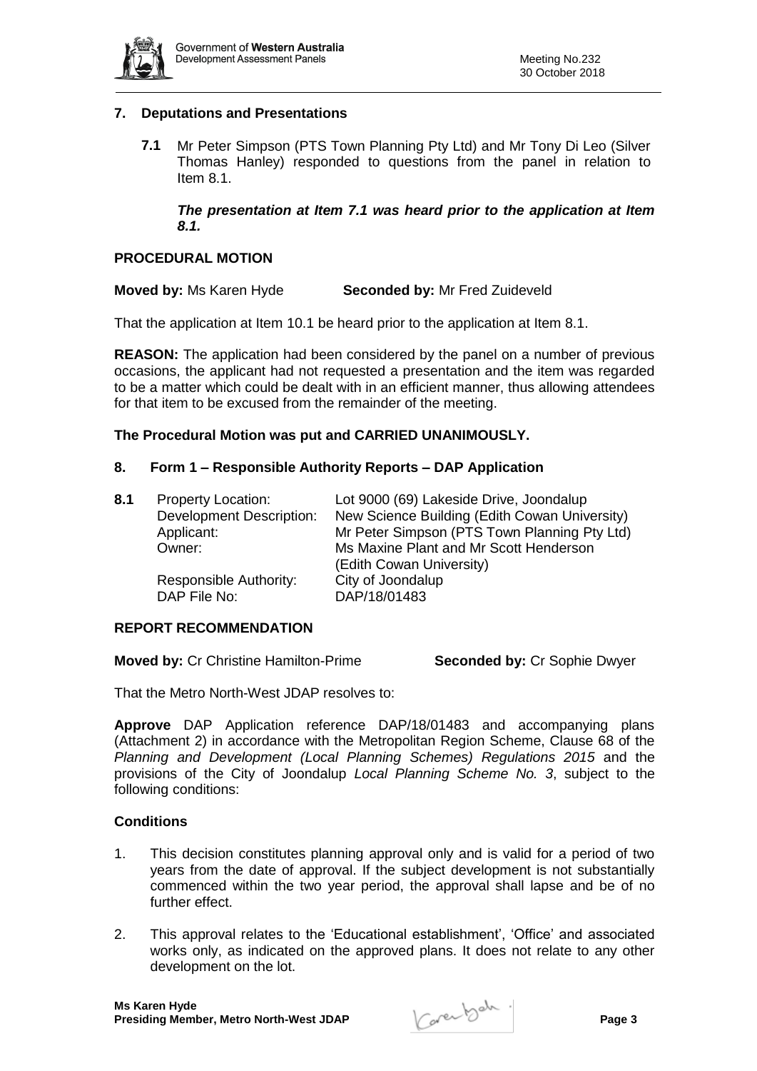## 7. Deputations and Presentations

**7.1** Mr Peter Simpson (PTS Town Planning Pty Ltd) and Mr Tony Di Leo (Silver Thomas Hanley) responded to questions from the panel in relation to Item 8.1.

***The presentation at Item 7.1 was heard prior to the application at Item 8.1.***

### PROCEDURAL MOTION

**Moved by:** Ms Karen Hyde **Seconded by:** Mr Fred Zuideveld

That the application at Item 10.1 be heard prior to the application at Item 8.1.

**REASON:** The application had been considered by the panel on a number of previous occasions, the applicant had not requested a presentation and the item was regarded to be a matter which could be dealt with in an efficient manner, thus allowing attendees for that item to be excused from the remainder of the meeting.

**The Procedural Motion was put and CARRIED UNANIMOUSLY.**

## 8. Form 1 – Responsible Authority Reports – DAP Application

**8.1**

| | |
|---|---|
| Property Location: | Lot 9000 (69) Lakeside Drive, Joondalup |
| Development Description: | New Science Building (Edith Cowan University) |
| Applicant: | Mr Peter Simpson (PTS Town Planning Pty Ltd) |
| Owner: | Ms Maxine Plant and Mr Scott Henderson (Edith Cowan University) |
| Responsible Authority: | City of Joondalup |
| DAP File No: | DAP/18/01483 |

### REPORT RECOMMENDATION

**Moved by:** Cr Christine Hamilton-Prime **Seconded by:** Cr Sophie Dwyer

That the Metro North-West JDAP resolves to:

**Approve** DAP Application reference DAP/18/01483 and accompanying plans (Attachment 2) in accordance with the Metropolitan Region Scheme, Clause 68 of the *Planning and Development (Local Planning Schemes) Regulations 2015* and the provisions of the City of Joondalup *Local Planning Scheme No. 3*, subject to the following conditions:

### Conditions

1. This decision constitutes planning approval only and is valid for a period of two years from the date of approval. If the subject development is not substantially commenced within the two year period, the approval shall lapse and be of no further effect.

2. This approval relates to the 'Educational establishment', 'Office' and associated works only, as indicated on the approved plans. It does not relate to any other development on the lot.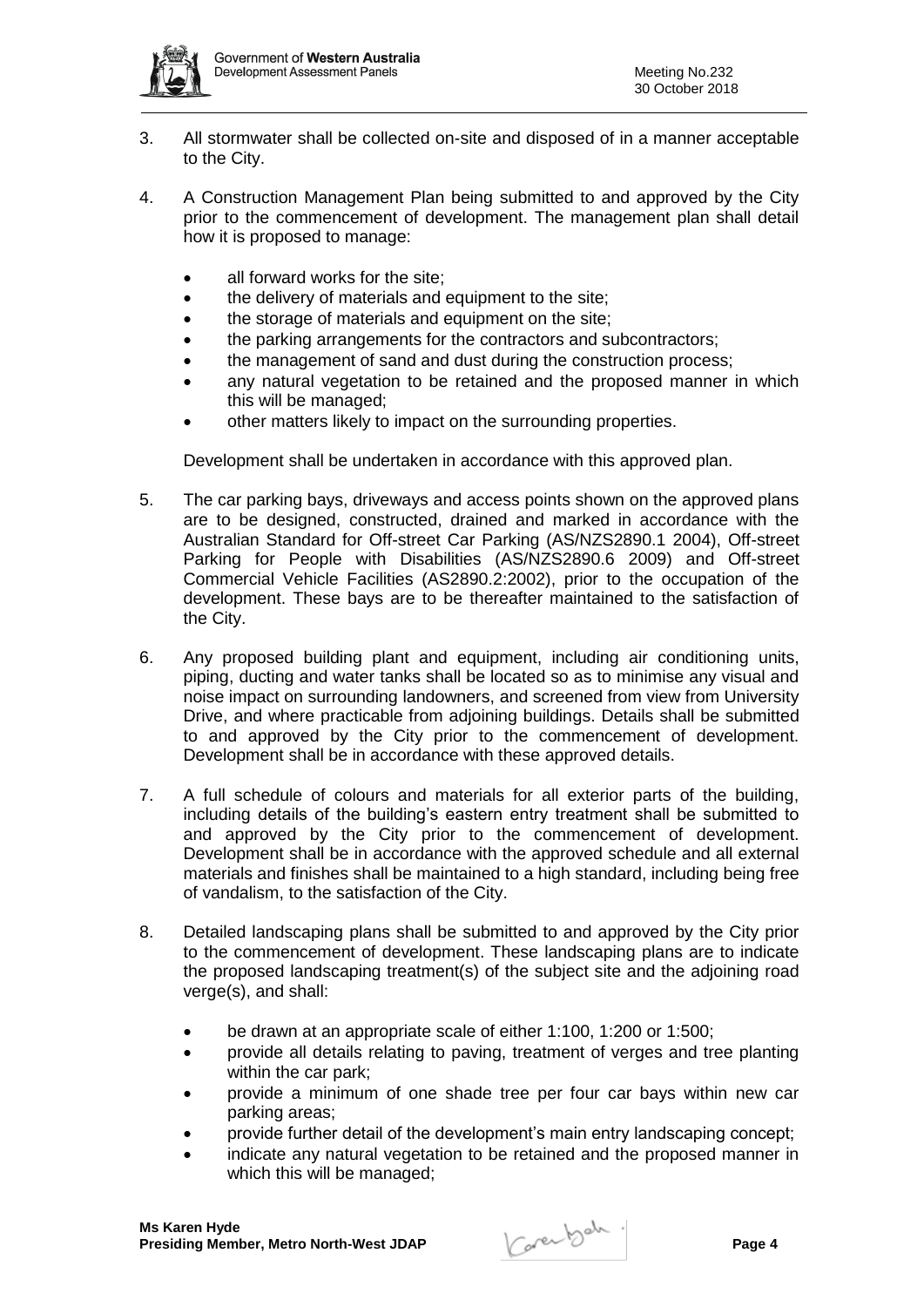3. All stormwater shall be collected on-site and disposed of in a manner acceptable to the City.

4. A Construction Management Plan being submitted to and approved by the City prior to the commencement of development. The management plan shall detail how it is proposed to manage:

   - all forward works for the site;
   - the delivery of materials and equipment to the site;
   - the storage of materials and equipment on the site;
   - the parking arrangements for the contractors and subcontractors;
   - the management of sand and dust during the construction process;
   - any natural vegetation to be retained and the proposed manner in which this will be managed;
   - other matters likely to impact on the surrounding properties.

   Development shall be undertaken in accordance with this approved plan.

5. The car parking bays, driveways and access points shown on the approved plans are to be designed, constructed, drained and marked in accordance with the Australian Standard for Off-street Car Parking (AS/NZS2890.1 2004), Off-street Parking for People with Disabilities (AS/NZS2890.6 2009) and Off-street Commercial Vehicle Facilities (AS2890.2:2002), prior to the occupation of the development. These bays are to be thereafter maintained to the satisfaction of the City.

6. Any proposed building plant and equipment, including air conditioning units, piping, ducting and water tanks shall be located so as to minimise any visual and noise impact on surrounding landowners, and screened from view from University Drive, and where practicable from adjoining buildings. Details shall be submitted to and approved by the City prior to the commencement of development. Development shall be in accordance with these approved details.

7. A full schedule of colours and materials for all exterior parts of the building, including details of the building's eastern entry treatment shall be submitted to and approved by the City prior to the commencement of development. Development shall be in accordance with the approved schedule and all external materials and finishes shall be maintained to a high standard, including being free of vandalism, to the satisfaction of the City.

8. Detailed landscaping plans shall be submitted to and approved by the City prior to the commencement of development. These landscaping plans are to indicate the proposed landscaping treatment(s) of the subject site and the adjoining road verge(s), and shall:

   - be drawn at an appropriate scale of either 1:100, 1:200 or 1:500;
   - provide all details relating to paving, treatment of verges and tree planting within the car park;
   - provide a minimum of one shade tree per four car bays within new car parking areas;
   - provide further detail of the development's main entry landscaping concept;
   - indicate any natural vegetation to be retained and the proposed manner in which this will be managed;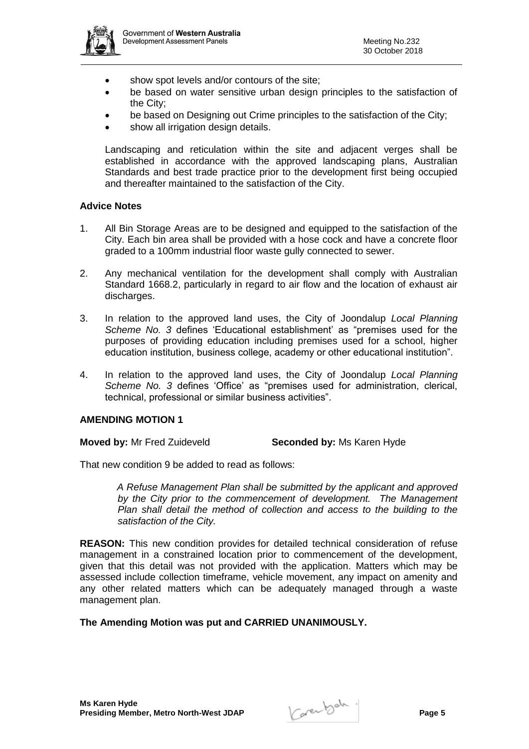- show spot levels and/or contours of the site;
- be based on water sensitive urban design principles to the satisfaction of the City;
- be based on Designing out Crime principles to the satisfaction of the City;
- show all irrigation design details.

Landscaping and reticulation within the site and adjacent verges shall be established in accordance with the approved landscaping plans, Australian Standards and best trade practice prior to the development first being occupied and thereafter maintained to the satisfaction of the City.

**Advice Notes**

1. All Bin Storage Areas are to be designed and equipped to the satisfaction of the City. Each bin area shall be provided with a hose cock and have a concrete floor graded to a 100mm industrial floor waste gully connected to sewer.
2. Any mechanical ventilation for the development shall comply with Australian Standard 1668.2, particularly in regard to air flow and the location of exhaust air discharges.
3. In relation to the approved land uses, the City of Joondalup *Local Planning Scheme No. 3* defines 'Educational establishment' as "premises used for the purposes of providing education including premises used for a school, higher education institution, business college, academy or other educational institution".
4. In relation to the approved land uses, the City of Joondalup *Local Planning Scheme No. 3* defines 'Office' as "premises used for administration, clerical, technical, professional or similar business activities".

**AMENDING MOTION 1**

**Moved by:** Mr Fred Zuideveld **Seconded by:** Ms Karen Hyde

That new condition 9 be added to read as follows:

> *A Refuse Management Plan shall be submitted by the applicant and approved by the City prior to the commencement of development. The Management Plan shall detail the method of collection and access to the building to the satisfaction of the City.*

**REASON:** This new condition provides for detailed technical consideration of refuse management in a constrained location prior to commencement of the development, given that this detail was not provided with the application. Matters which may be assessed include collection timeframe, vehicle movement, any impact on amenity and any other related matters which can be adequately managed through a waste management plan.

**The Amending Motion was put and CARRIED UNANIMOUSLY.**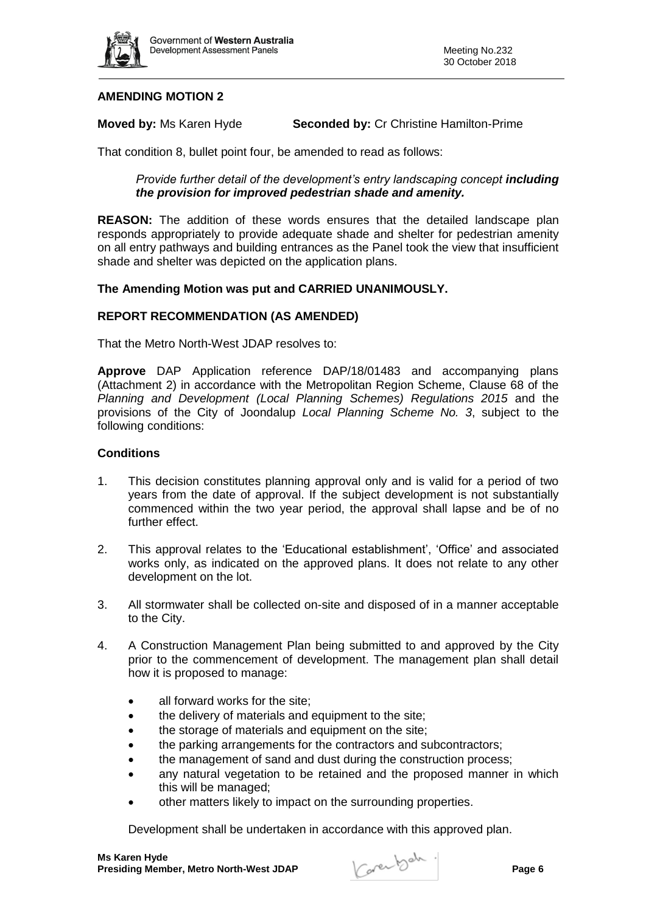## AMENDING MOTION 2

**Moved by:** Ms Karen Hyde **Seconded by:** Cr Christine Hamilton-Prime

That condition 8, bullet point four, be amended to read as follows:

> *Provide further detail of the development's entry landscaping concept* ***including the provision for improved pedestrian shade and amenity.***

**REASON:** The addition of these words ensures that the detailed landscape plan responds appropriately to provide adequate shade and shelter for pedestrian amenity on all entry pathways and building entrances as the Panel took the view that insufficient shade and shelter was depicted on the application plans.

**The Amending Motion was put and CARRIED UNANIMOUSLY.**

## REPORT RECOMMENDATION (AS AMENDED)

That the Metro North-West JDAP resolves to:

**Approve** DAP Application reference DAP/18/01483 and accompanying plans (Attachment 2) in accordance with the Metropolitan Region Scheme, Clause 68 of the *Planning and Development (Local Planning Schemes) Regulations 2015* and the provisions of the City of Joondalup *Local Planning Scheme No. 3*, subject to the following conditions:

### Conditions

1. This decision constitutes planning approval only and is valid for a period of two years from the date of approval. If the subject development is not substantially commenced within the two year period, the approval shall lapse and be of no further effect.

2. This approval relates to the 'Educational establishment', 'Office' and associated works only, as indicated on the approved plans. It does not relate to any other development on the lot.

3. All stormwater shall be collected on-site and disposed of in a manner acceptable to the City.

4. A Construction Management Plan being submitted to and approved by the City prior to the commencement of development. The management plan shall detail how it is proposed to manage:

   - all forward works for the site;
   - the delivery of materials and equipment to the site;
   - the storage of materials and equipment on the site;
   - the parking arrangements for the contractors and subcontractors;
   - the management of sand and dust during the construction process;
   - any natural vegetation to be retained and the proposed manner in which this will be managed;
   - other matters likely to impact on the surrounding properties.

   Development shall be undertaken in accordance with this approved plan.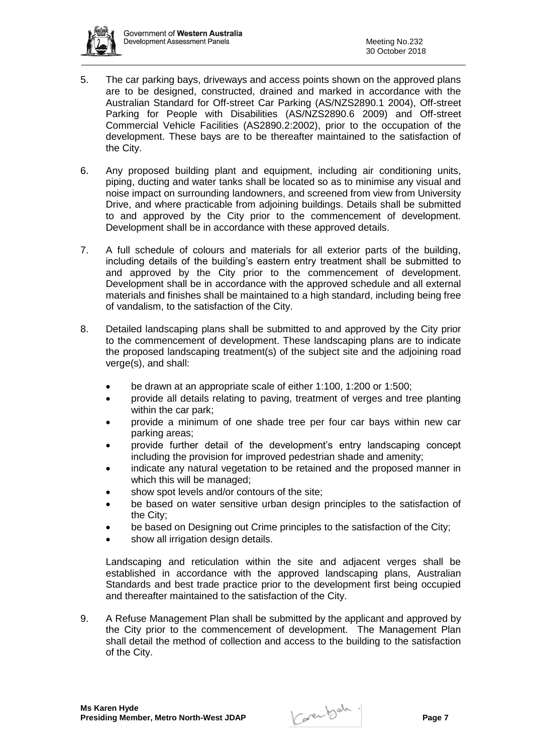5. The car parking bays, driveways and access points shown on the approved plans are to be designed, constructed, drained and marked in accordance with the Australian Standard for Off-street Car Parking (AS/NZS2890.1 2004), Off-street Parking for People with Disabilities (AS/NZS2890.6 2009) and Off-street Commercial Vehicle Facilities (AS2890.2:2002), prior to the occupation of the development. These bays are to be thereafter maintained to the satisfaction of the City.

6. Any proposed building plant and equipment, including air conditioning units, piping, ducting and water tanks shall be located so as to minimise any visual and noise impact on surrounding landowners, and screened from view from University Drive, and where practicable from adjoining buildings. Details shall be submitted to and approved by the City prior to the commencement of development. Development shall be in accordance with these approved details.

7. A full schedule of colours and materials for all exterior parts of the building, including details of the building's eastern entry treatment shall be submitted to and approved by the City prior to the commencement of development. Development shall be in accordance with the approved schedule and all external materials and finishes shall be maintained to a high standard, including being free of vandalism, to the satisfaction of the City.

8. Detailed landscaping plans shall be submitted to and approved by the City prior to the commencement of development. These landscaping plans are to indicate the proposed landscaping treatment(s) of the subject site and the adjoining road verge(s), and shall:

   - be drawn at an appropriate scale of either 1:100, 1:200 or 1:500;
   - provide all details relating to paving, treatment of verges and tree planting within the car park;
   - provide a minimum of one shade tree per four car bays within new car parking areas;
   - provide further detail of the development's entry landscaping concept including the provision for improved pedestrian shade and amenity;
   - indicate any natural vegetation to be retained and the proposed manner in which this will be managed;
   - show spot levels and/or contours of the site;
   - be based on water sensitive urban design principles to the satisfaction of the City;
   - be based on Designing out Crime principles to the satisfaction of the City;
   - show all irrigation design details.

   Landscaping and reticulation within the site and adjacent verges shall be established in accordance with the approved landscaping plans, Australian Standards and best trade practice prior to the development first being occupied and thereafter maintained to the satisfaction of the City.

9. A Refuse Management Plan shall be submitted by the applicant and approved by the City prior to the commencement of development. The Management Plan shall detail the method of collection and access to the building to the satisfaction of the City.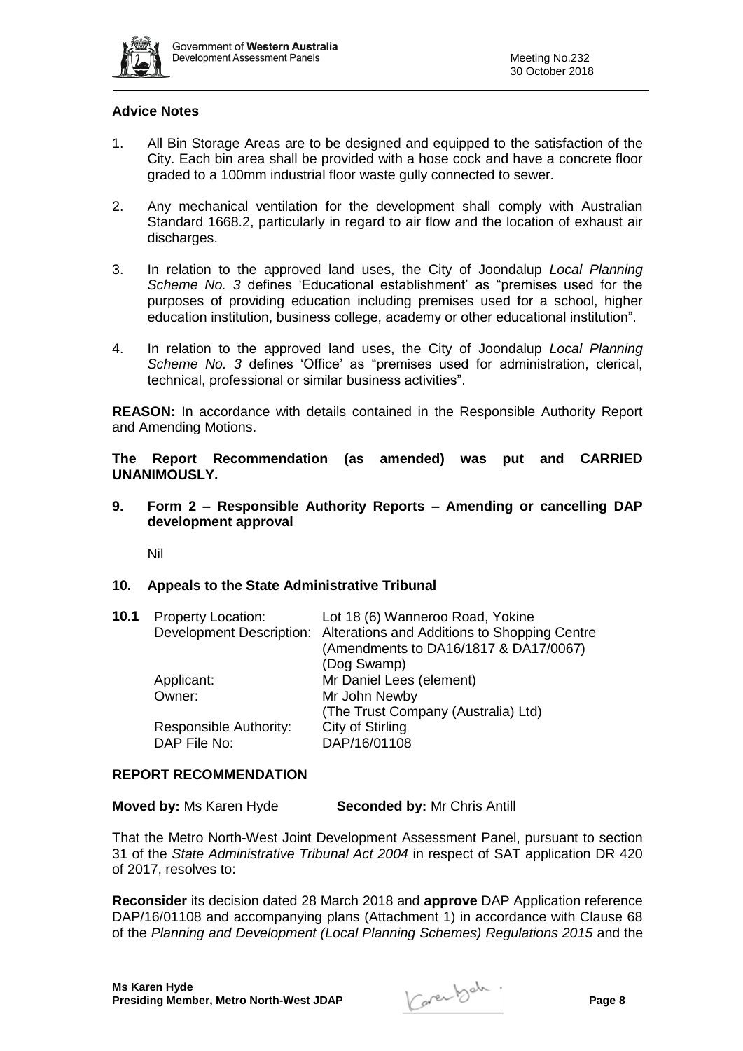**Advice Notes**

1. All Bin Storage Areas are to be designed and equipped to the satisfaction of the City. Each bin area shall be provided with a hose cock and have a concrete floor graded to a 100mm industrial floor waste gully connected to sewer.

2. Any mechanical ventilation for the development shall comply with Australian Standard 1668.2, particularly in regard to air flow and the location of exhaust air discharges.

3. In relation to the approved land uses, the City of Joondalup *Local Planning Scheme No. 3* defines 'Educational establishment' as "premises used for the purposes of providing education including premises used for a school, higher education institution, business college, academy or other educational institution".

4. In relation to the approved land uses, the City of Joondalup *Local Planning Scheme No. 3* defines 'Office' as "premises used for administration, clerical, technical, professional or similar business activities".

**REASON:** In accordance with details contained in the Responsible Authority Report and Amending Motions.

**The Report Recommendation (as amended) was put and CARRIED UNANIMOUSLY.**

## 9. Form 2 – Responsible Authority Reports – Amending or cancelling DAP development approval

Nil

## 10. Appeals to the State Administrative Tribunal

**10.1**

| | |
|---|---|
| Property Location: | Lot 18 (6) Wanneroo Road, Yokine |
| Development Description: | Alterations and Additions to Shopping Centre (Amendments to DA16/1817 & DA17/0067) (Dog Swamp) |
| Applicant: | Mr Daniel Lees (element) |
| Owner: | Mr John Newby (The Trust Company (Australia) Ltd) |
| Responsible Authority: | City of Stirling |
| DAP File No: | DAP/16/01108 |

**REPORT RECOMMENDATION**

**Moved by:** Ms Karen Hyde **Seconded by:** Mr Chris Antill

That the Metro North-West Joint Development Assessment Panel, pursuant to section 31 of the *State Administrative Tribunal Act 2004* in respect of SAT application DR 420 of 2017, resolves to:

**Reconsider** its decision dated 28 March 2018 and **approve** DAP Application reference DAP/16/01108 and accompanying plans (Attachment 1) in accordance with Clause 68 of the *Planning and Development (Local Planning Schemes) Regulations 2015* and the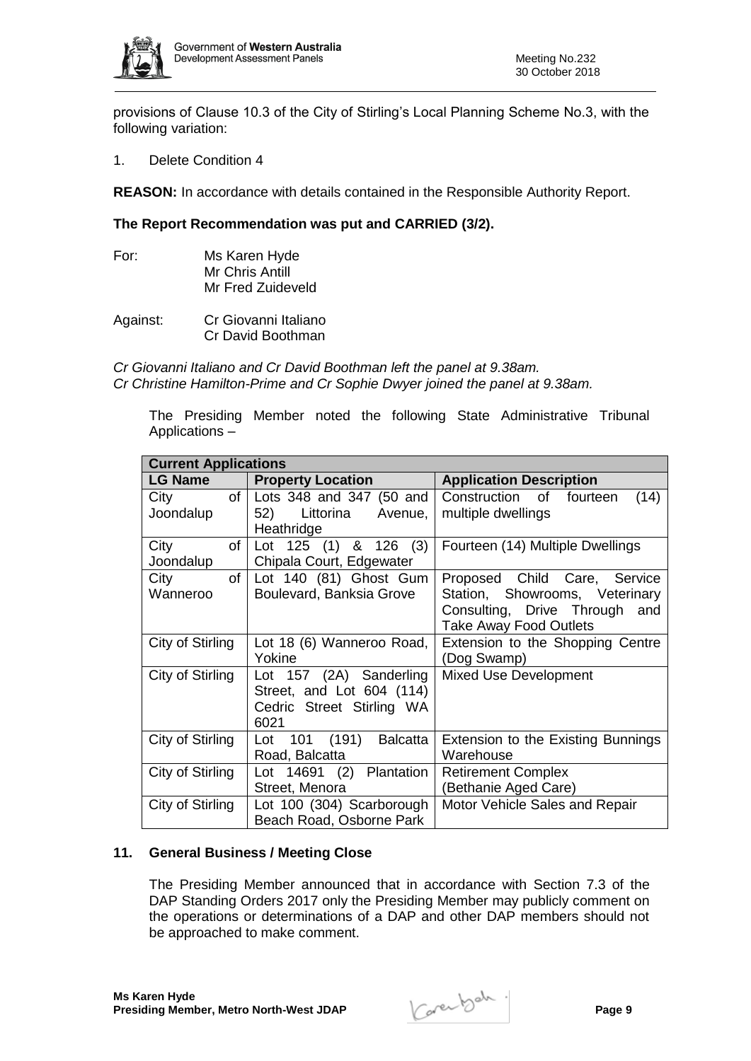provisions of Clause 10.3 of the City of Stirling's Local Planning Scheme No.3, with the following variation:

1. Delete Condition 4

**REASON:** In accordance with details contained in the Responsible Authority Report.

**The Report Recommendation was put and CARRIED (3/2).**

For: Ms Karen Hyde
Mr Chris Antill
Mr Fred Zuideveld

Against: Cr Giovanni Italiano
Cr David Boothman

*Cr Giovanni Italiano and Cr David Boothman left the panel at 9.38am.*
*Cr Christine Hamilton-Prime and Cr Sophie Dwyer joined the panel at 9.38am.*

The Presiding Member noted the following State Administrative Tribunal Applications –

| **Current Applications** | | |
|---|---|---|
| **LG Name** | **Property Location** | **Application Description** |
| City of Joondalup | Lots 348 and 347 (50 and 52) Littorina Avenue, Heathridge | Construction of fourteen (14) multiple dwellings |
| City of Joondalup | Lot 125 (1) & 126 (3) Chipala Court, Edgewater | Fourteen (14) Multiple Dwellings |
| City of Wanneroo | Lot 140 (81) Ghost Gum Boulevard, Banksia Grove | Proposed Child Care, Service Station, Showrooms, Veterinary Consulting, Drive Through and Take Away Food Outlets |
| City of Stirling | Lot 18 (6) Wanneroo Road, Yokine | Extension to the Shopping Centre (Dog Swamp) |
| City of Stirling | Lot 157 (2A) Sanderling Street, and Lot 604 (114) Cedric Street Stirling WA 6021 | Mixed Use Development |
| City of Stirling | Lot 101 (191) Balcatta Road, Balcatta | Extension to the Existing Bunnings Warehouse |
| City of Stirling | Lot 14691 (2) Plantation Street, Menora | Retirement Complex (Bethanie Aged Care) |
| City of Stirling | Lot 100 (304) Scarborough Beach Road, Osborne Park | Motor Vehicle Sales and Repair |

## 11. General Business / Meeting Close

The Presiding Member announced that in accordance with Section 7.3 of the DAP Standing Orders 2017 only the Presiding Member may publicly comment on the operations or determinations of a DAP and other DAP members should not be approached to make comment.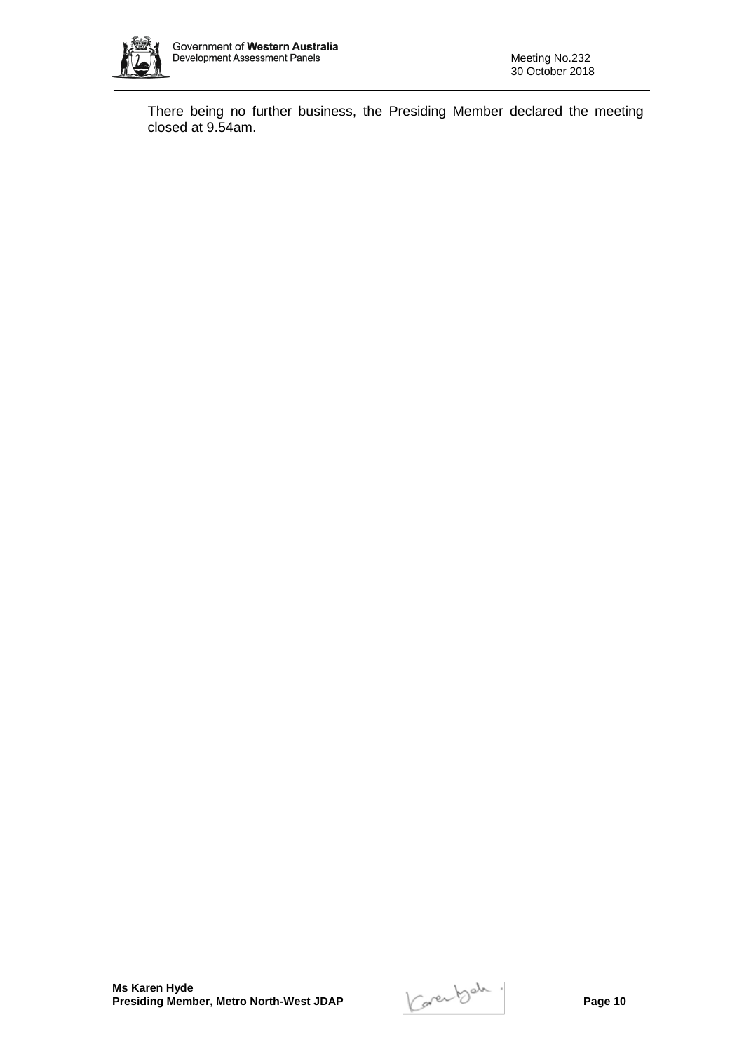There being no further business, the Presiding Member declared the meeting closed at 9.54am.

**Ms Karen Hyde**
**Presiding Member, Metro North-West JDAP**